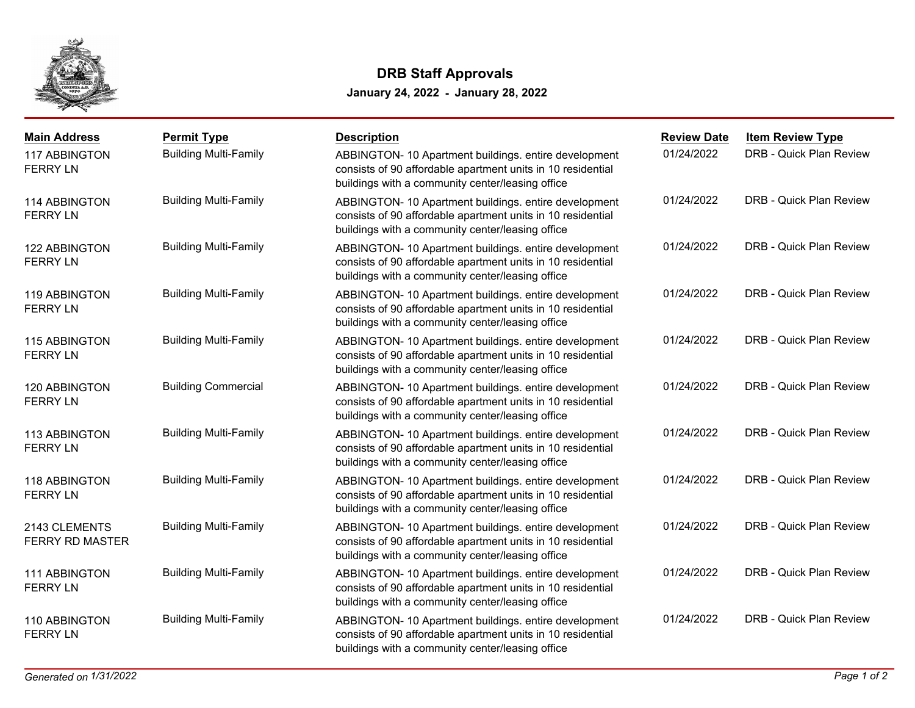# DRB Staff Approvals

**January 24, 2022 - January 28, 2022**

| Main Address | Permit Type | Description | Review Date | Item Review Type |
|---|---|---|---|---|
| 117 ABBINGTON FERRY LN | Building Multi-Family | ABBINGTON- 10 Apartment buildings. entire development consists of 90 affordable apartment units in 10 residential buildings with a community center/leasing office | 01/24/2022 | DRB - Quick Plan Review |
| 114 ABBINGTON FERRY LN | Building Multi-Family | ABBINGTON- 10 Apartment buildings. entire development consists of 90 affordable apartment units in 10 residential buildings with a community center/leasing office | 01/24/2022 | DRB - Quick Plan Review |
| 122 ABBINGTON FERRY LN | Building Multi-Family | ABBINGTON- 10 Apartment buildings. entire development consists of 90 affordable apartment units in 10 residential buildings with a community center/leasing office | 01/24/2022 | DRB - Quick Plan Review |
| 119 ABBINGTON FERRY LN | Building Multi-Family | ABBINGTON- 10 Apartment buildings. entire development consists of 90 affordable apartment units in 10 residential buildings with a community center/leasing office | 01/24/2022 | DRB - Quick Plan Review |
| 115 ABBINGTON FERRY LN | Building Multi-Family | ABBINGTON- 10 Apartment buildings. entire development consists of 90 affordable apartment units in 10 residential buildings with a community center/leasing office | 01/24/2022 | DRB - Quick Plan Review |
| 120 ABBINGTON FERRY LN | Building Commercial | ABBINGTON- 10 Apartment buildings. entire development consists of 90 affordable apartment units in 10 residential buildings with a community center/leasing office | 01/24/2022 | DRB - Quick Plan Review |
| 113 ABBINGTON FERRY LN | Building Multi-Family | ABBINGTON- 10 Apartment buildings. entire development consists of 90 affordable apartment units in 10 residential buildings with a community center/leasing office | 01/24/2022 | DRB - Quick Plan Review |
| 118 ABBINGTON FERRY LN | Building Multi-Family | ABBINGTON- 10 Apartment buildings. entire development consists of 90 affordable apartment units in 10 residential buildings with a community center/leasing office | 01/24/2022 | DRB - Quick Plan Review |
| 2143 CLEMENTS FERRY RD MASTER | Building Multi-Family | ABBINGTON- 10 Apartment buildings. entire development consists of 90 affordable apartment units in 10 residential buildings with a community center/leasing office | 01/24/2022 | DRB - Quick Plan Review |
| 111 ABBINGTON FERRY LN | Building Multi-Family | ABBINGTON- 10 Apartment buildings. entire development consists of 90 affordable apartment units in 10 residential buildings with a community center/leasing office | 01/24/2022 | DRB - Quick Plan Review |
| 110 ABBINGTON FERRY LN | Building Multi-Family | ABBINGTON- 10 Apartment buildings. entire development consists of 90 affordable apartment units in 10 residential buildings with a community center/leasing office | 01/24/2022 | DRB - Quick Plan Review |

*Generated on 1/31/2022*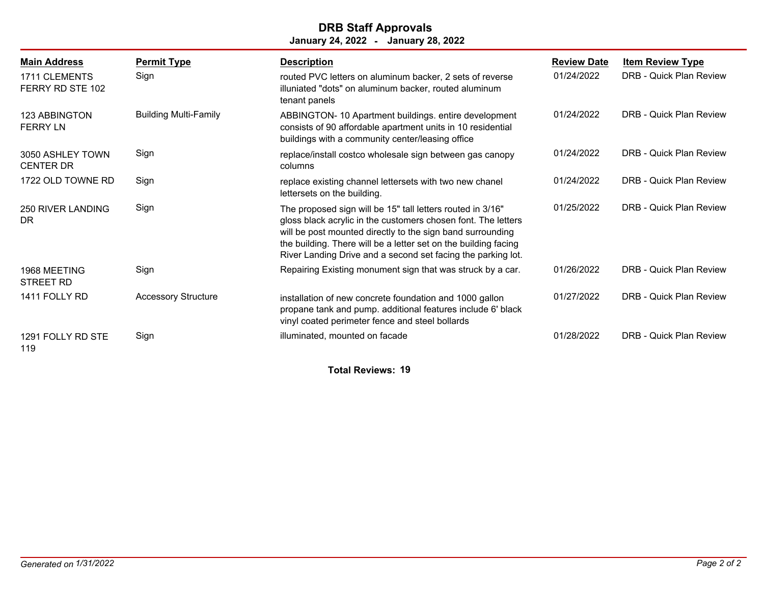# DRB Staff Approvals

**January 24, 2022 - January 28, 2022**

| Main Address | Permit Type | Description | Review Date | Item Review Type |
|---|---|---|---|---|
| 1711 CLEMENTS FERRY RD STE 102 | Sign | routed PVC letters on aluminum backer, 2 sets of reverse illuniated "dots" on aluminum backer, routed aluminum tenant panels | 01/24/2022 | DRB - Quick Plan Review |
| 123 ABBINGTON FERRY LN | Building Multi-Family | ABBINGTON- 10 Apartment buildings. entire development consists of 90 affordable apartment units in 10 residential buildings with a community center/leasing office | 01/24/2022 | DRB - Quick Plan Review |
| 3050 ASHLEY TOWN CENTER DR | Sign | replace/install costco wholesale sign between gas canopy columns | 01/24/2022 | DRB - Quick Plan Review |
| 1722 OLD TOWNE RD | Sign | replace existing channel lettersets with two new chanel lettersets on the building. | 01/24/2022 | DRB - Quick Plan Review |
| 250 RIVER LANDING DR | Sign | The proposed sign will be 15" tall letters routed in 3/16" gloss black acrylic in the customers chosen font. The letters will be post mounted directly to the sign band surrounding the building. There will be a letter set on the building facing River Landing Drive and a second set facing the parking lot. | 01/25/2022 | DRB - Quick Plan Review |
| 1968 MEETING STREET RD | Sign | Repairing Existing monument sign that was struck by a car. | 01/26/2022 | DRB - Quick Plan Review |
| 1411 FOLLY RD | Accessory Structure | installation of new concrete foundation and 1000 gallon propane tank and pump. additional features include 6' black vinyl coated perimeter fence and steel bollards | 01/27/2022 | DRB - Quick Plan Review |
| 1291 FOLLY RD STE 119 | Sign | illuminated, mounted on facade | 01/28/2022 | DRB - Quick Plan Review |

**Total Reviews: 19**

*Generated on 1/31/2022*